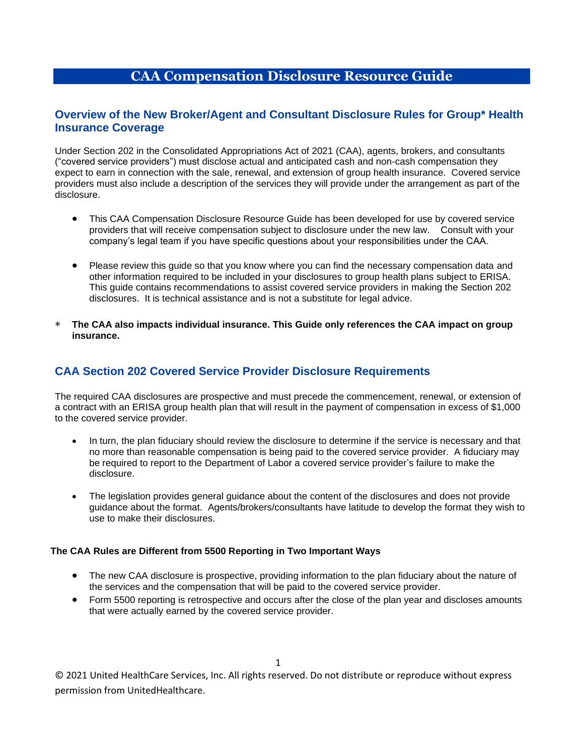# CAA Compensation Disclosure Resource Guide

## Overview of the New Broker/Agent and Consultant Disclosure Rules for Group* Health Insurance Coverage

Under Section 202 in the Consolidated Appropriations Act of 2021 (CAA), agents, brokers, and consultants ("covered service providers") must disclose actual and anticipated cash and non-cash compensation they expect to earn in connection with the sale, renewal, and extension of group health insurance. Covered service providers must also include a description of the services they will provide under the arrangement as part of the disclosure.

- This CAA Compensation Disclosure Resource Guide has been developed for use by covered service providers that will receive compensation subject to disclosure under the new law. Consult with your company's legal team if you have specific questions about your responsibilities under the CAA.
- Please review this guide so that you know where you can find the necessary compensation data and other information required to be included in your disclosures to group health plans subject to ERISA. This guide contains recommendations to assist covered service providers in making the Section 202 disclosures. It is technical assistance and is not a substitute for legal advice.

\* **The CAA also impacts individual insurance. This Guide only references the CAA impact on group insurance.**

## CAA Section 202 Covered Service Provider Disclosure Requirements

The required CAA disclosures are prospective and must precede the commencement, renewal, or extension of a contract with an ERISA group health plan that will result in the payment of compensation in excess of $1,000 to the covered service provider.

- In turn, the plan fiduciary should review the disclosure to determine if the service is necessary and that no more than reasonable compensation is being paid to the covered service provider. A fiduciary may be required to report to the Department of Labor a covered service provider's failure to make the disclosure.
- The legislation provides general guidance about the content of the disclosures and does not provide guidance about the format. Agents/brokers/consultants have latitude to develop the format they wish to use to make their disclosures.

### The CAA Rules are Different from 5500 Reporting in Two Important Ways

- The new CAA disclosure is prospective, providing information to the plan fiduciary about the nature of the services and the compensation that will be paid to the covered service provider.
- Form 5500 reporting is retrospective and occurs after the close of the plan year and discloses amounts that were actually earned by the covered service provider.

© 2021 United HealthCare Services, Inc. All rights reserved. Do not distribute or reproduce without express permission from UnitedHealthcare.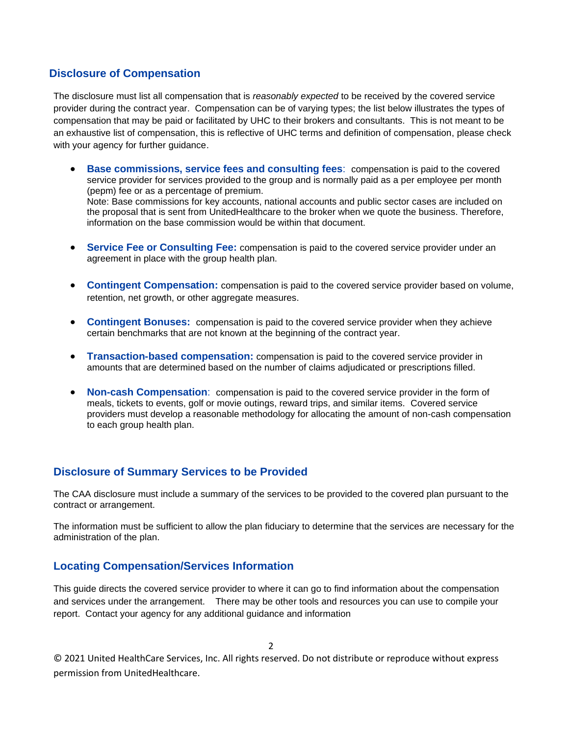## Disclosure of Compensation

The disclosure must list all compensation that is *reasonably expected* to be received by the covered service provider during the contract year. Compensation can be of varying types; the list below illustrates the types of compensation that may be paid or facilitated by UHC to their brokers and consultants. This is not meant to be an exhaustive list of compensation, this is reflective of UHC terms and definition of compensation, please check with your agency for further guidance.

- **Base commissions, service fees and consulting fees**: compensation is paid to the covered service provider for services provided to the group and is normally paid as a per employee per month (pepm) fee or as a percentage of premium.
  Note: Base commissions for key accounts, national accounts and public sector cases are included on the proposal that is sent from UnitedHealthcare to the broker when we quote the business. Therefore, information on the base commission would be within that document.

- **Service Fee or Consulting Fee:** compensation is paid to the covered service provider under an agreement in place with the group health plan.

- **Contingent Compensation:** compensation is paid to the covered service provider based on volume, retention, net growth, or other aggregate measures.

- **Contingent Bonuses:** compensation is paid to the covered service provider when they achieve certain benchmarks that are not known at the beginning of the contract year.

- **Transaction-based compensation:** compensation is paid to the covered service provider in amounts that are determined based on the number of claims adjudicated or prescriptions filled.

- **Non-cash Compensation**: compensation is paid to the covered service provider in the form of meals, tickets to events, golf or movie outings, reward trips, and similar items. Covered service providers must develop a reasonable methodology for allocating the amount of non-cash compensation to each group health plan.

## Disclosure of Summary Services to be Provided

The CAA disclosure must include a summary of the services to be provided to the covered plan pursuant to the contract or arrangement.

The information must be sufficient to allow the plan fiduciary to determine that the services are necessary for the administration of the plan.

## Locating Compensation/Services Information

This guide directs the covered service provider to where it can go to find information about the compensation and services under the arrangement. There may be other tools and resources you can use to compile your report. Contact your agency for any additional guidance and information

© 2021 United HealthCare Services, Inc. All rights reserved. Do not distribute or reproduce without express permission from UnitedHealthcare.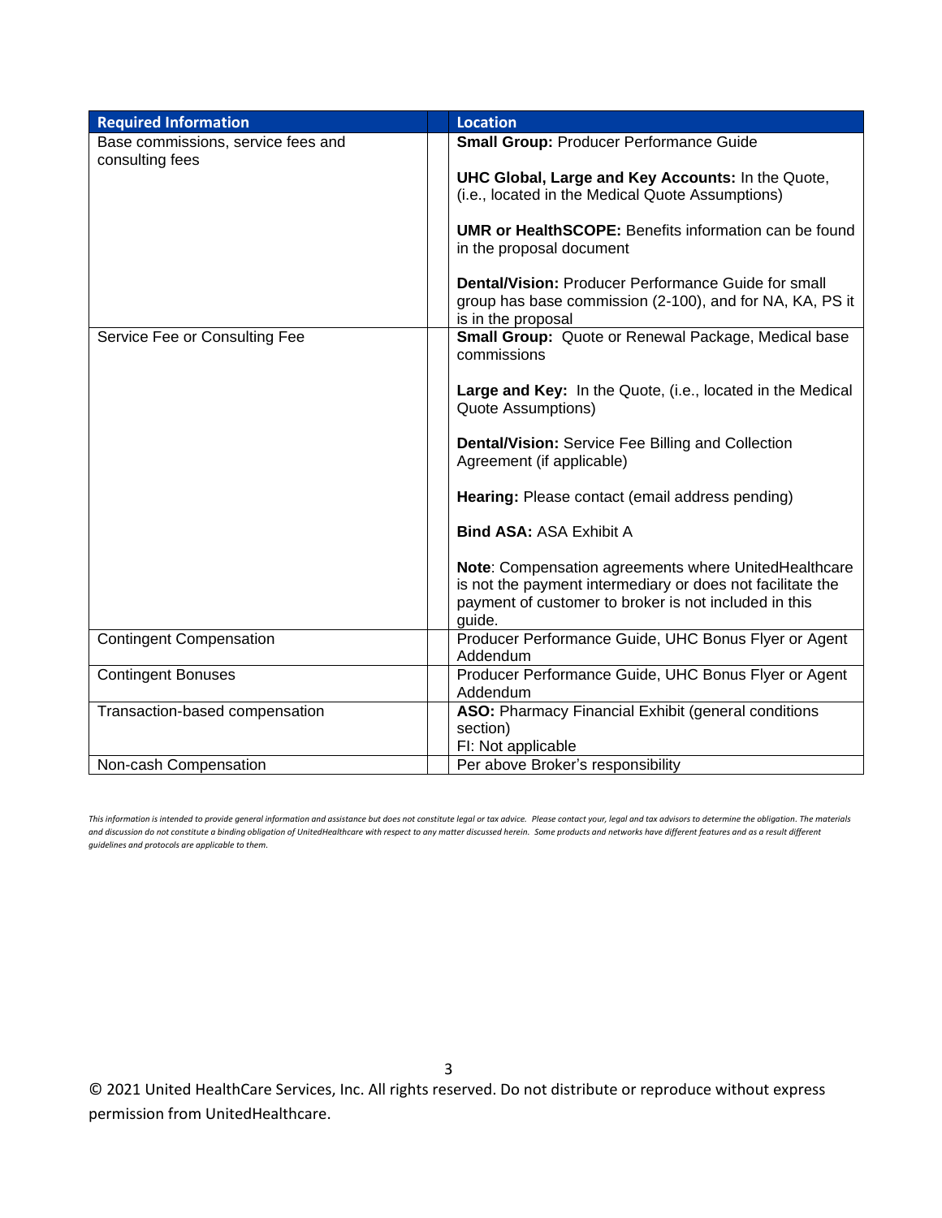| Required Information | Location |
|---|---|
| Base commissions, service fees and consulting fees | **Small Group:** Producer Performance Guide<br><br>**UHC Global, Large and Key Accounts:** In the Quote, (i.e., located in the Medical Quote Assumptions)<br><br>**UMR or HealthSCOPE:** Benefits information can be found in the proposal document<br><br>**Dental/Vision:** Producer Performance Guide for small group has base commission (2-100), and for NA, KA, PS it is in the proposal |
| Service Fee or Consulting Fee | **Small Group:** Quote or Renewal Package, Medical base commissions<br><br>**Large and Key:** In the Quote, (i.e., located in the Medical Quote Assumptions)<br><br>**Dental/Vision:** Service Fee Billing and Collection Agreement (if applicable)<br><br>**Hearing:** Please contact (email address pending)<br><br>**Bind ASA:** ASA Exhibit A<br><br>**Note**: Compensation agreements where UnitedHealthcare is not the payment intermediary or does not facilitate the payment of customer to broker is not included in this guide. |
| Contingent Compensation | Producer Performance Guide, UHC Bonus Flyer or Agent Addendum |
| Contingent Bonuses | Producer Performance Guide, UHC Bonus Flyer or Agent Addendum |
| Transaction-based compensation | **ASO:** Pharmacy Financial Exhibit (general conditions section)<br>FI: Not applicable |
| Non-cash Compensation | Per above Broker's responsibility |

*This information is intended to provide general information and assistance but does not constitute legal or tax advice. Please contact your, legal and tax advisors to determine the obligation. The materials and discussion do not constitute a binding obligation of UnitedHealthcare with respect to any matter discussed herein. Some products and networks have different features and as a result different guidelines and protocols are applicable to them.*

© 2021 United HealthCare Services, Inc. All rights reserved. Do not distribute or reproduce without express permission from UnitedHealthcare.